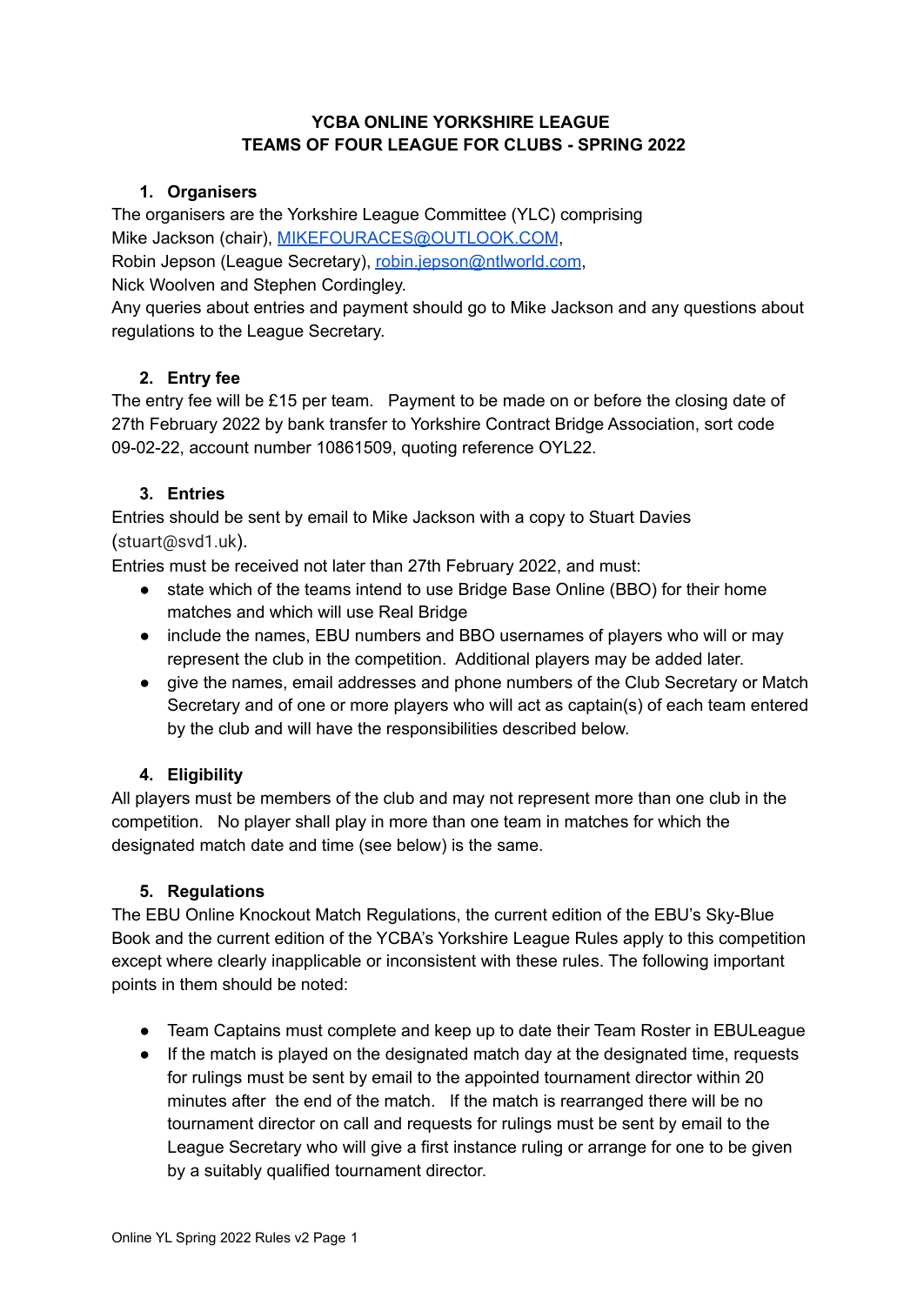# YCBA ONLINE YORKSHIRE LEAGUE
# TEAMS OF FOUR LEAGUE FOR CLUBS - SPRING 2022

## 1. Organisers

The organisers are the Yorkshire League Committee (YLC) comprising
Mike Jackson (chair), MIKEFOURACES@OUTLOOK.COM,
Robin Jepson (League Secretary), robin.jepson@ntlworld.com,
Nick Woolven and Stephen Cordingley.
Any queries about entries and payment should go to Mike Jackson and any questions about regulations to the League Secretary.

## 2. Entry fee

The entry fee will be £15 per team. Payment to be made on or before the closing date of 27th February 2022 by bank transfer to Yorkshire Contract Bridge Association, sort code 09-02-22, account number 10861509, quoting reference OYL22.

## 3. Entries

Entries should be sent by email to Mike Jackson with a copy to Stuart Davies (stuart@svd1.uk).
Entries must be received not later than 27th February 2022, and must:

- state which of the teams intend to use Bridge Base Online (BBO) for their home matches and which will use Real Bridge
- include the names, EBU numbers and BBO usernames of players who will or may represent the club in the competition. Additional players may be added later.
- give the names, email addresses and phone numbers of the Club Secretary or Match Secretary and of one or more players who will act as captain(s) of each team entered by the club and will have the responsibilities described below.

## 4. Eligibility

All players must be members of the club and may not represent more than one club in the competition. No player shall play in more than one team in matches for which the designated match date and time (see below) is the same.

## 5. Regulations

The EBU Online Knockout Match Regulations, the current edition of the EBU's Sky-Blue Book and the current edition of the YCBA's Yorkshire League Rules apply to this competition except where clearly inapplicable or inconsistent with these rules. The following important points in them should be noted:

- Team Captains must complete and keep up to date their Team Roster in EBULeague
- If the match is played on the designated match day at the designated time, requests for rulings must be sent by email to the appointed tournament director within 20 minutes after the end of the match. If the match is rearranged there will be no tournament director on call and requests for rulings must be sent by email to the League Secretary who will give a first instance ruling or arrange for one to be given by a suitably qualified tournament director.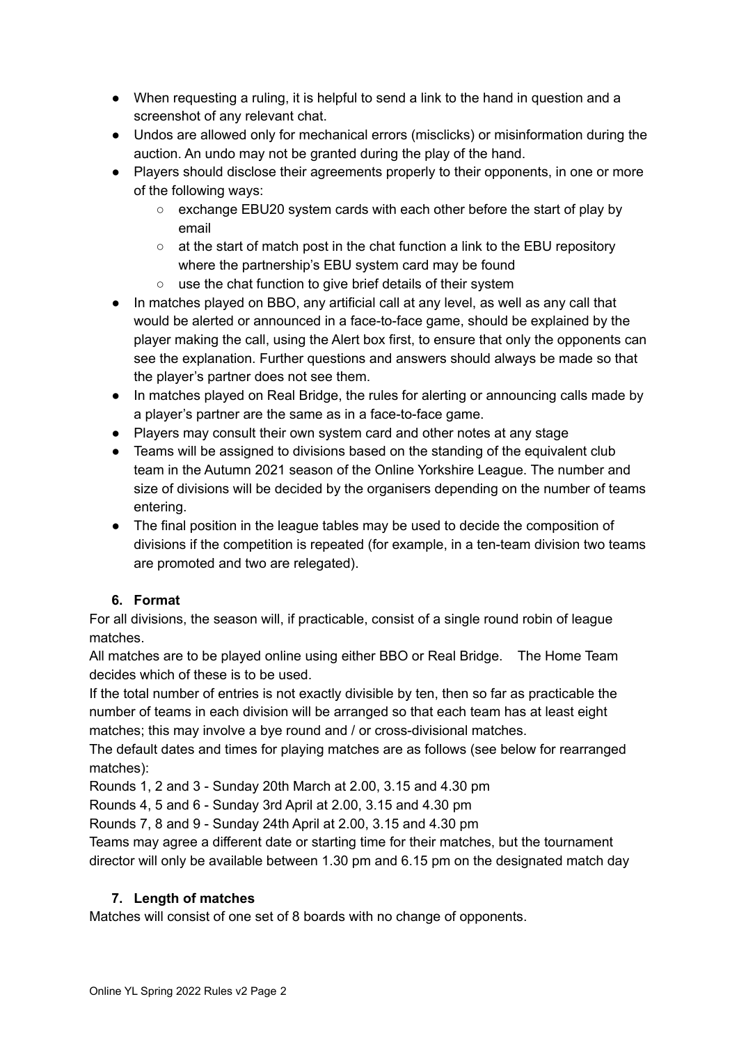- When requesting a ruling, it is helpful to send a link to the hand in question and a screenshot of any relevant chat.
- Undos are allowed only for mechanical errors (misclicks) or misinformation during the auction. An undo may not be granted during the play of the hand.
- Players should disclose their agreements properly to their opponents, in one or more of the following ways:
    - exchange EBU20 system cards with each other before the start of play by email
    - at the start of match post in the chat function a link to the EBU repository where the partnership's EBU system card may be found
    - use the chat function to give brief details of their system
- In matches played on BBO, any artificial call at any level, as well as any call that would be alerted or announced in a face-to-face game, should be explained by the player making the call, using the Alert box first, to ensure that only the opponents can see the explanation. Further questions and answers should always be made so that the player's partner does not see them.
- In matches played on Real Bridge, the rules for alerting or announcing calls made by a player's partner are the same as in a face-to-face game.
- Players may consult their own system card and other notes at any stage
- Teams will be assigned to divisions based on the standing of the equivalent club team in the Autumn 2021 season of the Online Yorkshire League. The number and size of divisions will be decided by the organisers depending on the number of teams entering.
- The final position in the league tables may be used to decide the composition of divisions if the competition is repeated (for example, in a ten-team division two teams are promoted and two are relegated).

### 6. Format

For all divisions, the season will, if practicable, consist of a single round robin of league matches.

All matches are to be played online using either BBO or Real Bridge. The Home Team decides which of these is to be used.

If the total number of entries is not exactly divisible by ten, then so far as practicable the number of teams in each division will be arranged so that each team has at least eight matches; this may involve a bye round and / or cross-divisional matches.

The default dates and times for playing matches are as follows (see below for rearranged matches):

Rounds 1, 2 and 3 - Sunday 20th March at 2.00, 3.15 and 4.30 pm

Rounds 4, 5 and 6 - Sunday 3rd April at 2.00, 3.15 and 4.30 pm

Rounds 7, 8 and 9 - Sunday 24th April at 2.00, 3.15 and 4.30 pm

Teams may agree a different date or starting time for their matches, but the tournament director will only be available between 1.30 pm and 6.15 pm on the designated match day

### 7. Length of matches

Matches will consist of one set of 8 boards with no change of opponents.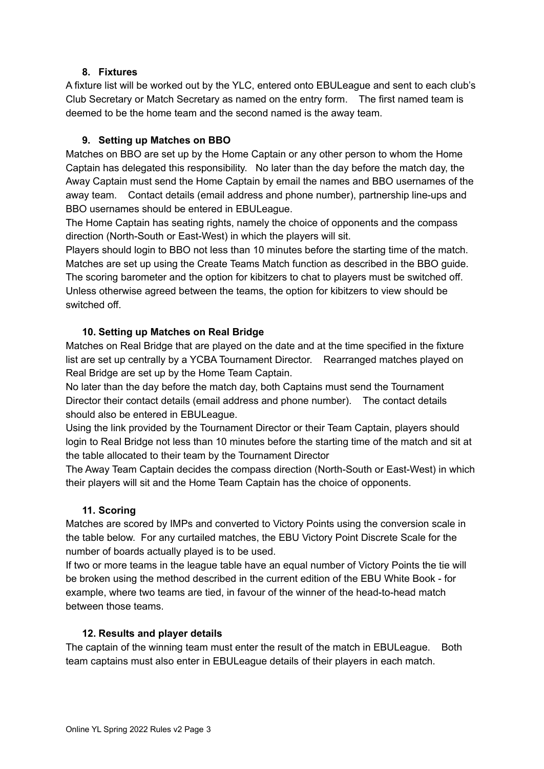## 8. Fixtures

A fixture list will be worked out by the YLC, entered onto EBULeague and sent to each club's Club Secretary or Match Secretary as named on the entry form. The first named team is deemed to be the home team and the second named is the away team.

## 9. Setting up Matches on BBO

Matches on BBO are set up by the Home Captain or any other person to whom the Home Captain has delegated this responsibility. No later than the day before the match day, the Away Captain must send the Home Captain by email the names and BBO usernames of the away team. Contact details (email address and phone number), partnership line-ups and BBO usernames should be entered in EBULeague.

The Home Captain has seating rights, namely the choice of opponents and the compass direction (North-South or East-West) in which the players will sit.

Players should login to BBO not less than 10 minutes before the starting time of the match. Matches are set up using the Create Teams Match function as described in the BBO guide. The scoring barometer and the option for kibitzers to chat to players must be switched off. Unless otherwise agreed between the teams, the option for kibitzers to view should be switched off.

## 10. Setting up Matches on Real Bridge

Matches on Real Bridge that are played on the date and at the time specified in the fixture list are set up centrally by a YCBA Tournament Director. Rearranged matches played on Real Bridge are set up by the Home Team Captain.

No later than the day before the match day, both Captains must send the Tournament Director their contact details (email address and phone number). The contact details should also be entered in EBULeague.

Using the link provided by the Tournament Director or their Team Captain, players should login to Real Bridge not less than 10 minutes before the starting time of the match and sit at the table allocated to their team by the Tournament Director

The Away Team Captain decides the compass direction (North-South or East-West) in which their players will sit and the Home Team Captain has the choice of opponents.

## 11. Scoring

Matches are scored by IMPs and converted to Victory Points using the conversion scale in the table below. For any curtailed matches, the EBU Victory Point Discrete Scale for the number of boards actually played is to be used.

If two or more teams in the league table have an equal number of Victory Points the tie will be broken using the method described in the current edition of the EBU White Book - for example, where two teams are tied, in favour of the winner of the head-to-head match between those teams.

## 12. Results and player details

The captain of the winning team must enter the result of the match in EBULeague. Both team captains must also enter in EBULeague details of their players in each match.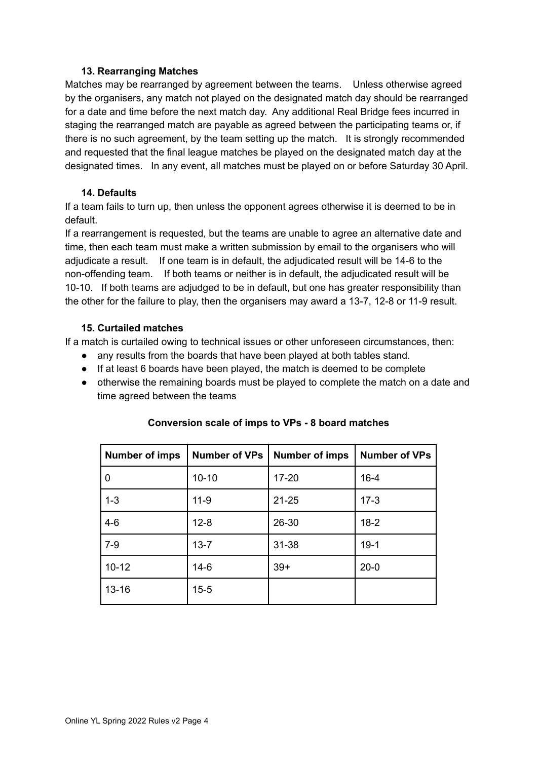### 13. Rearranging Matches

Matches may be rearranged by agreement between the teams. Unless otherwise agreed by the organisers, any match not played on the designated match day should be rearranged for a date and time before the next match day. Any additional Real Bridge fees incurred in staging the rearranged match are payable as agreed between the participating teams or, if there is no such agreement, by the team setting up the match. It is strongly recommended and requested that the final league matches be played on the designated match day at the designated times. In any event, all matches must be played on or before Saturday 30 April.

### 14. Defaults

If a team fails to turn up, then unless the opponent agrees otherwise it is deemed to be in default.

If a rearrangement is requested, but the teams are unable to agree an alternative date and time, then each team must make a written submission by email to the organisers who will adjudicate a result. If one team is in default, the adjudicated result will be 14-6 to the non-offending team. If both teams or neither is in default, the adjudicated result will be 10-10. If both teams are adjudged to be in default, but one has greater responsibility than the other for the failure to play, then the organisers may award a 13-7, 12-8 or 11-9 result.

### 15. Curtailed matches

If a match is curtailed owing to technical issues or other unforeseen circumstances, then:

- any results from the boards that have been played at both tables stand.
- If at least 6 boards have been played, the match is deemed to be complete
- otherwise the remaining boards must be played to complete the match on a date and time agreed between the teams

**Conversion scale of imps to VPs - 8 board matches**

| Number of imps | Number of VPs | Number of imps | Number of VPs |
|---|---|---|---|
| 0 | 10-10 | 17-20 | 16-4 |
| 1-3 | 11-9 | 21-25 | 17-3 |
| 4-6 | 12-8 | 26-30 | 18-2 |
| 7-9 | 13-7 | 31-38 | 19-1 |
| 10-12 | 14-6 | 39+ | 20-0 |
| 13-16 | 15-5 | | |